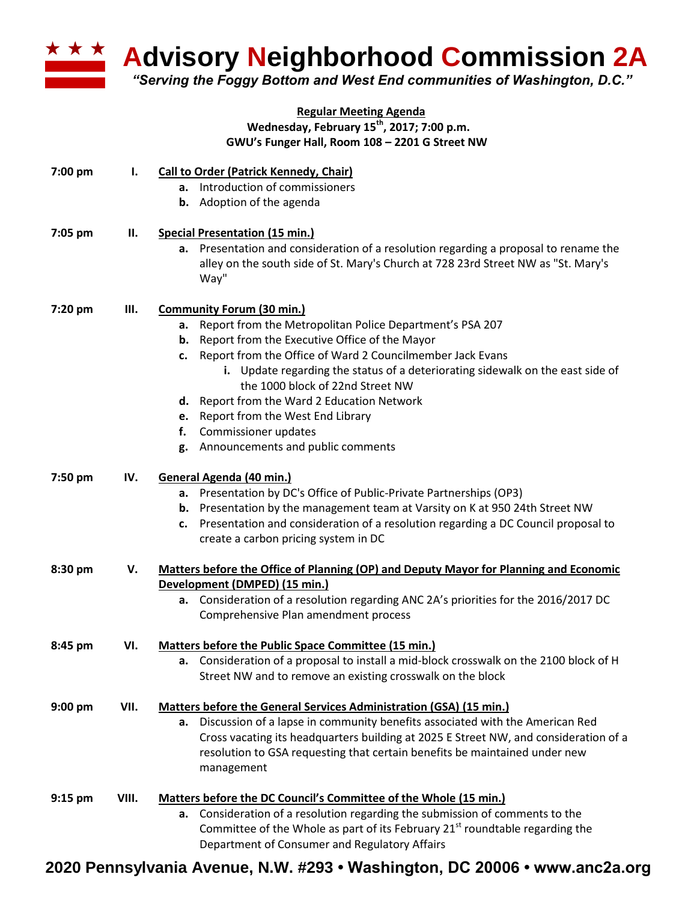# Advisory Neighborhood Commission 2A

*"Serving the Foggy Bottom and West End communities of Washington, D.C."*

**Regular Meeting Agenda**
**Wednesday, February 15th, 2017; 7:00 p.m.**
**GWU's Funger Hall, Room 108 – 2201 G Street NW**

**7:00 pm I. Call to Order (Patrick Kennedy, Chair)**

- **a.** Introduction of commissioners
- **b.** Adoption of the agenda

**7:05 pm II. Special Presentation (15 min.)**

- **a.** Presentation and consideration of a resolution regarding a proposal to rename the alley on the south side of St. Mary's Church at 728 23rd Street NW as "St. Mary's Way"

**7:20 pm III. Community Forum (30 min.)**

- **a.** Report from the Metropolitan Police Department's PSA 207
- **b.** Report from the Executive Office of the Mayor
- **c.** Report from the Office of Ward 2 Councilmember Jack Evans
  - **i.** Update regarding the status of a deteriorating sidewalk on the east side of the 1000 block of 22nd Street NW
- **d.** Report from the Ward 2 Education Network
- **e.** Report from the West End Library
- **f.** Commissioner updates
- **g.** Announcements and public comments

**7:50 pm IV. General Agenda (40 min.)**

- **a.** Presentation by DC's Office of Public-Private Partnerships (OP3)
- **b.** Presentation by the management team at Varsity on K at 950 24th Street NW
- **c.** Presentation and consideration of a resolution regarding a DC Council proposal to create a carbon pricing system in DC

**8:30 pm V. Matters before the Office of Planning (OP) and Deputy Mayor for Planning and Economic Development (DMPED) (15 min.)**

- **a.** Consideration of a resolution regarding ANC 2A's priorities for the 2016/2017 DC Comprehensive Plan amendment process

**8:45 pm VI. Matters before the Public Space Committee (15 min.)**

- **a.** Consideration of a proposal to install a mid-block crosswalk on the 2100 block of H Street NW and to remove an existing crosswalk on the block

**9:00 pm VII. Matters before the General Services Administration (GSA) (15 min.)**

- **a.** Discussion of a lapse in community benefits associated with the American Red Cross vacating its headquarters building at 2025 E Street NW, and consideration of a resolution to GSA requesting that certain benefits be maintained under new management

**9:15 pm VIII. Matters before the DC Council's Committee of the Whole (15 min.)**

- **a.** Consideration of a resolution regarding the submission of comments to the Committee of the Whole as part of its February 21st roundtable regarding the Department of Consumer and Regulatory Affairs

**2020 Pennsylvania Avenue, N.W. #293 • Washington, DC 20006 • www.anc2a.org**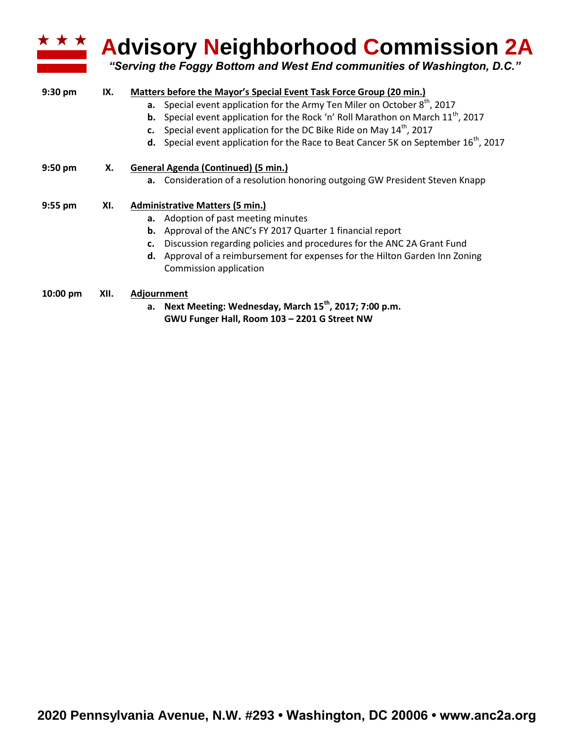# Advisory Neighborhood Commission 2A

*"Serving the Foggy Bottom and West End communities of Washington, D.C."*

**9:30 pm IX. Matters before the Mayor's Special Event Task Force Group (20 min.)**

- **a.** Special event application for the Army Ten Miler on October 8th, 2017
- **b.** Special event application for the Rock 'n' Roll Marathon on March 11th, 2017
- **c.** Special event application for the DC Bike Ride on May 14th, 2017
- **d.** Special event application for the Race to Beat Cancer 5K on September 16th, 2017

**9:50 pm X. General Agenda (Continued) (5 min.)**

- **a.** Consideration of a resolution honoring outgoing GW President Steven Knapp

**9:55 pm XI. Administrative Matters (5 min.)**

- **a.** Adoption of past meeting minutes
- **b.** Approval of the ANC's FY 2017 Quarter 1 financial report
- **c.** Discussion regarding policies and procedures for the ANC 2A Grant Fund
- **d.** Approval of a reimbursement for expenses for the Hilton Garden Inn Zoning Commission application

**10:00 pm XII. Adjournment**

- **a.** **Next Meeting: Wednesday, March 15th, 2017; 7:00 p.m.**
  **GWU Funger Hall, Room 103 – 2201 G Street NW**

**2020 Pennsylvania Avenue, N.W. #293 • Washington, DC 20006 • www.anc2a.org**